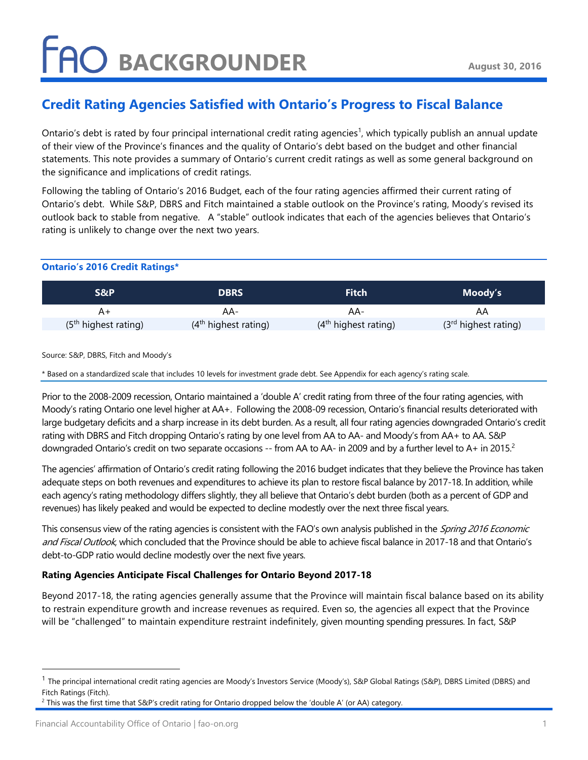# FAO BACKGROUNDER

August 30, 2016

## Credit Rating Agencies Satisfied with Ontario's Progress to Fiscal Balance

Ontario's debt is rated by four principal international credit rating agencies[1], which typically publish an annual update of their view of the Province's finances and the quality of Ontario's debt based on the budget and other financial statements. This note provides a summary of Ontario's current credit ratings as well as some general background on the significance and implications of credit ratings.

Following the tabling of Ontario's 2016 Budget, each of the four rating agencies affirmed their current rating of Ontario's debt. While S&P, DBRS and Fitch maintained a stable outlook on the Province's rating, Moody's revised its outlook back to stable from negative. A "stable" outlook indicates that each of the agencies believes that Ontario's rating is unlikely to change over the next two years.

**Ontario's 2016 Credit Ratings***

| S&P | DBRS | Fitch | Moody's |
|---|---|---|---|
| A+ | AA- | AA- | AA |
| (5th highest rating) | (4th highest rating) | (4th highest rating) | (3rd highest rating) |

Source: S&P, DBRS, Fitch and Moody's

* Based on a standardized scale that includes 10 levels for investment grade debt. See Appendix for each agency's rating scale.

Prior to the 2008-2009 recession, Ontario maintained a 'double A' credit rating from three of the four rating agencies, with Moody's rating Ontario one level higher at AA+. Following the 2008-09 recession, Ontario's financial results deteriorated with large budgetary deficits and a sharp increase in its debt burden. As a result, all four rating agencies downgraded Ontario's credit rating with DBRS and Fitch dropping Ontario's rating by one level from AA to AA- and Moody's from AA+ to AA. S&P downgraded Ontario's credit on two separate occasions -- from AA to AA- in 2009 and by a further level to A+ in 2015.[2]

The agencies' affirmation of Ontario's credit rating following the 2016 budget indicates that they believe the Province has taken adequate steps on both revenues and expenditures to achieve its plan to restore fiscal balance by 2017-18. In addition, while each agency's rating methodology differs slightly, they all believe that Ontario's debt burden (both as a percent of GDP and revenues) has likely peaked and would be expected to decline modestly over the next three fiscal years.

This consensus view of the rating agencies is consistent with the FAO's own analysis published in the *Spring 2016 Economic and Fiscal Outlook*, which concluded that the Province should be able to achieve fiscal balance in 2017-18 and that Ontario's debt-to-GDP ratio would decline modestly over the next five years.

**Rating Agencies Anticipate Fiscal Challenges for Ontario Beyond 2017-18**

Beyond 2017-18, the rating agencies generally assume that the Province will maintain fiscal balance based on its ability to restrain expenditure growth and increase revenues as required. Even so, the agencies all expect that the Province will be "challenged" to maintain expenditure restraint indefinitely, given mounting spending pressures. In fact, S&P

[1] The principal international credit rating agencies are Moody's Investors Service (Moody's), S&P Global Ratings (S&P), DBRS Limited (DBRS) and Fitch Ratings (Fitch).

[2] This was the first time that S&P's credit rating for Ontario dropped below the 'double A' (or AA) category.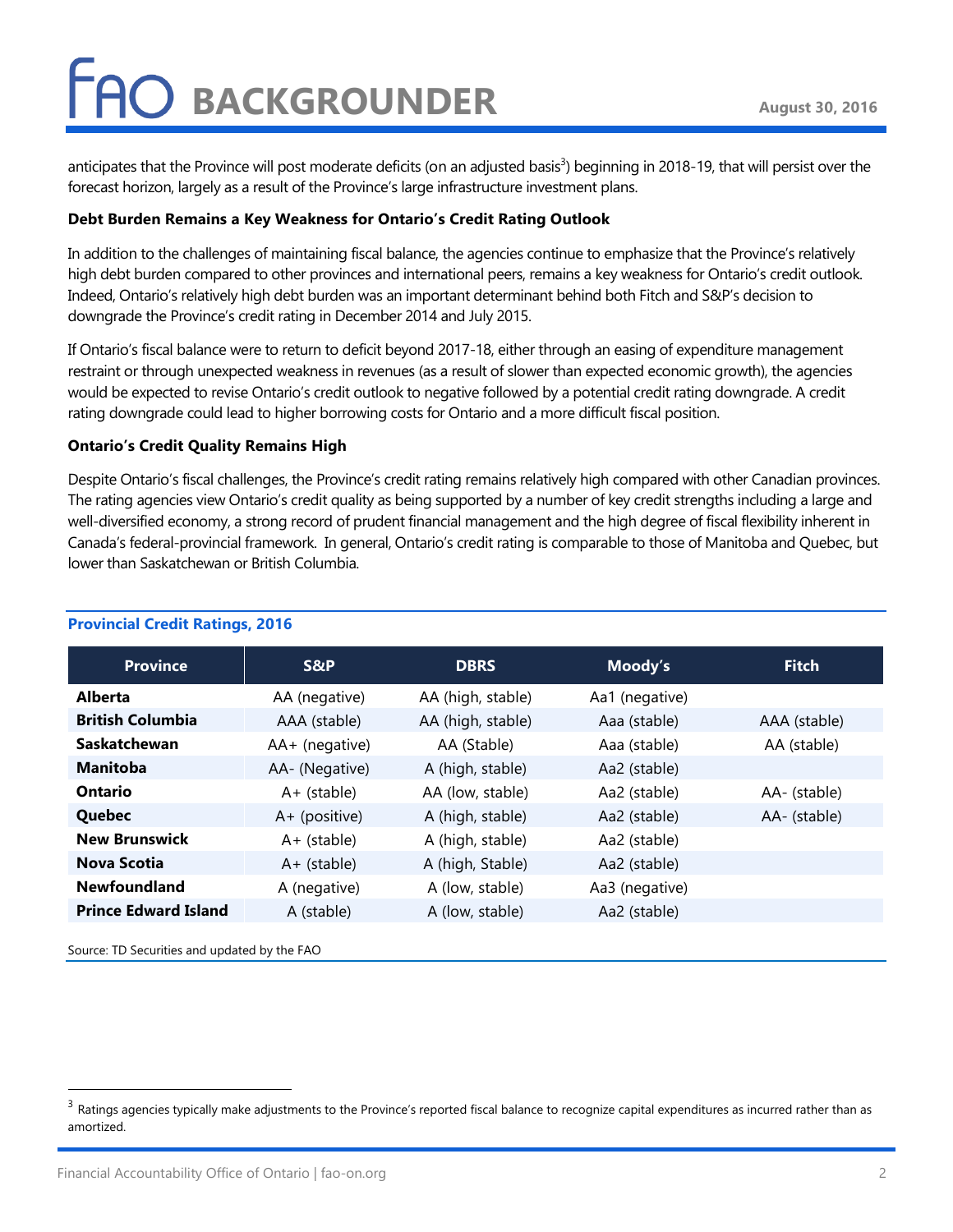anticipates that the Province will post moderate deficits (on an adjusted basis[3]) beginning in 2018-19, that will persist over the forecast horizon, largely as a result of the Province's large infrastructure investment plans.

**Debt Burden Remains a Key Weakness for Ontario's Credit Rating Outlook**

In addition to the challenges of maintaining fiscal balance, the agencies continue to emphasize that the Province's relatively high debt burden compared to other provinces and international peers, remains a key weakness for Ontario's credit outlook. Indeed, Ontario's relatively high debt burden was an important determinant behind both Fitch and S&P's decision to downgrade the Province's credit rating in December 2014 and July 2015.

If Ontario's fiscal balance were to return to deficit beyond 2017-18, either through an easing of expenditure management restraint or through unexpected weakness in revenues (as a result of slower than expected economic growth), the agencies would be expected to revise Ontario's credit outlook to negative followed by a potential credit rating downgrade. A credit rating downgrade could lead to higher borrowing costs for Ontario and a more difficult fiscal position.

**Ontario's Credit Quality Remains High**

Despite Ontario's fiscal challenges, the Province's credit rating remains relatively high compared with other Canadian provinces. The rating agencies view Ontario's credit quality as being supported by a number of key credit strengths including a large and well-diversified economy, a strong record of prudent financial management and the high degree of fiscal flexibility inherent in Canada's federal-provincial framework. In general, Ontario's credit rating is comparable to those of Manitoba and Quebec, but lower than Saskatchewan or British Columbia.

**Provincial Credit Ratings, 2016**

| Province | S&P | DBRS | Moody's | Fitch |
|---|---|---|---|---|
| **Alberta** | AA (negative) | AA (high, stable) | Aa1 (negative) | |
| **British Columbia** | AAA (stable) | AA (high, stable) | Aaa (stable) | AAA (stable) |
| **Saskatchewan** | AA+ (negative) | AA (Stable) | Aaa (stable) | AA (stable) |
| **Manitoba** | AA- (Negative) | A (high, stable) | Aa2 (stable) | |
| **Ontario** | A+ (stable) | AA (low, stable) | Aa2 (stable) | AA- (stable) |
| **Quebec** | A+ (positive) | A (high, stable) | Aa2 (stable) | AA- (stable) |
| **New Brunswick** | A+ (stable) | A (high, stable) | Aa2 (stable) | |
| **Nova Scotia** | A+ (stable) | A (high, Stable) | Aa2 (stable) | |
| **Newfoundland** | A (negative) | A (low, stable) | Aa3 (negative) | |
| **Prince Edward Island** | A (stable) | A (low, stable) | Aa2 (stable) | |

Source: TD Securities and updated by the FAO

[3] Ratings agencies typically make adjustments to the Province's reported fiscal balance to recognize capital expenditures as incurred rather than as amortized.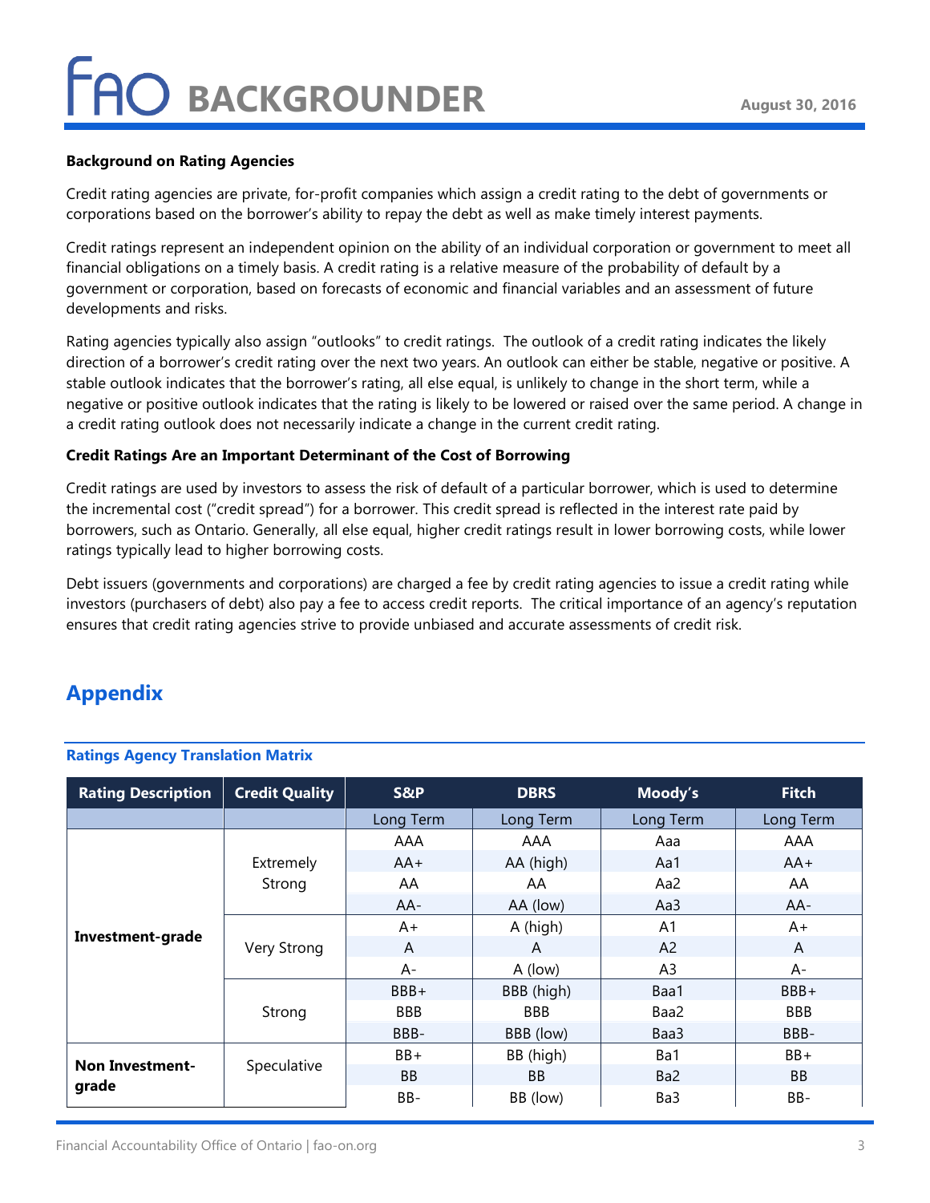### Background on Rating Agencies

Credit rating agencies are private, for-profit companies which assign a credit rating to the debt of governments or corporations based on the borrower's ability to repay the debt as well as make timely interest payments.

Credit ratings represent an independent opinion on the ability of an individual corporation or government to meet all financial obligations on a timely basis. A credit rating is a relative measure of the probability of default by a government or corporation, based on forecasts of economic and financial variables and an assessment of future developments and risks.

Rating agencies typically also assign "outlooks" to credit ratings. The outlook of a credit rating indicates the likely direction of a borrower's credit rating over the next two years. An outlook can either be stable, negative or positive. A stable outlook indicates that the borrower's rating, all else equal, is unlikely to change in the short term, while a negative or positive outlook indicates that the rating is likely to be lowered or raised over the same period. A change in a credit rating outlook does not necessarily indicate a change in the current credit rating.

### Credit Ratings Are an Important Determinant of the Cost of Borrowing

Credit ratings are used by investors to assess the risk of default of a particular borrower, which is used to determine the incremental cost ("credit spread") for a borrower. This credit spread is reflected in the interest rate paid by borrowers, such as Ontario. Generally, all else equal, higher credit ratings result in lower borrowing costs, while lower ratings typically lead to higher borrowing costs.

Debt issuers (governments and corporations) are charged a fee by credit rating agencies to issue a credit rating while investors (purchasers of debt) also pay a fee to access credit reports. The critical importance of an agency's reputation ensures that credit rating agencies strive to provide unbiased and accurate assessments of credit risk.

## Appendix

**Ratings Agency Translation Matrix**

| Rating Description | Credit Quality | S&P | DBRS | Moody's | Fitch |
|---|---|---|---|---|---|
| | | Long Term | Long Term | Long Term | Long Term |
| Investment-grade | Extremely Strong | AAA | AAA | Aaa | AAA |
| | | AA+ | AA (high) | Aa1 | AA+ |
| | | AA | AA | Aa2 | AA |
| | | AA- | AA (low) | Aa3 | AA- |
| | Very Strong | A+ | A (high) | A1 | A+ |
| | | A | A | A2 | A |
| | | A- | A (low) | A3 | A- |
| | Strong | BBB+ | BBB (high) | Baa1 | BBB+ |
| | | BBB | BBB | Baa2 | BBB |
| | | BBB- | BBB (low) | Baa3 | BBB- |
| Non Investment-grade | Speculative | BB+ | BB (high) | Ba1 | BB+ |
| | | BB | BB | Ba2 | BB |
| | | BB- | BB (low) | Ba3 | BB- |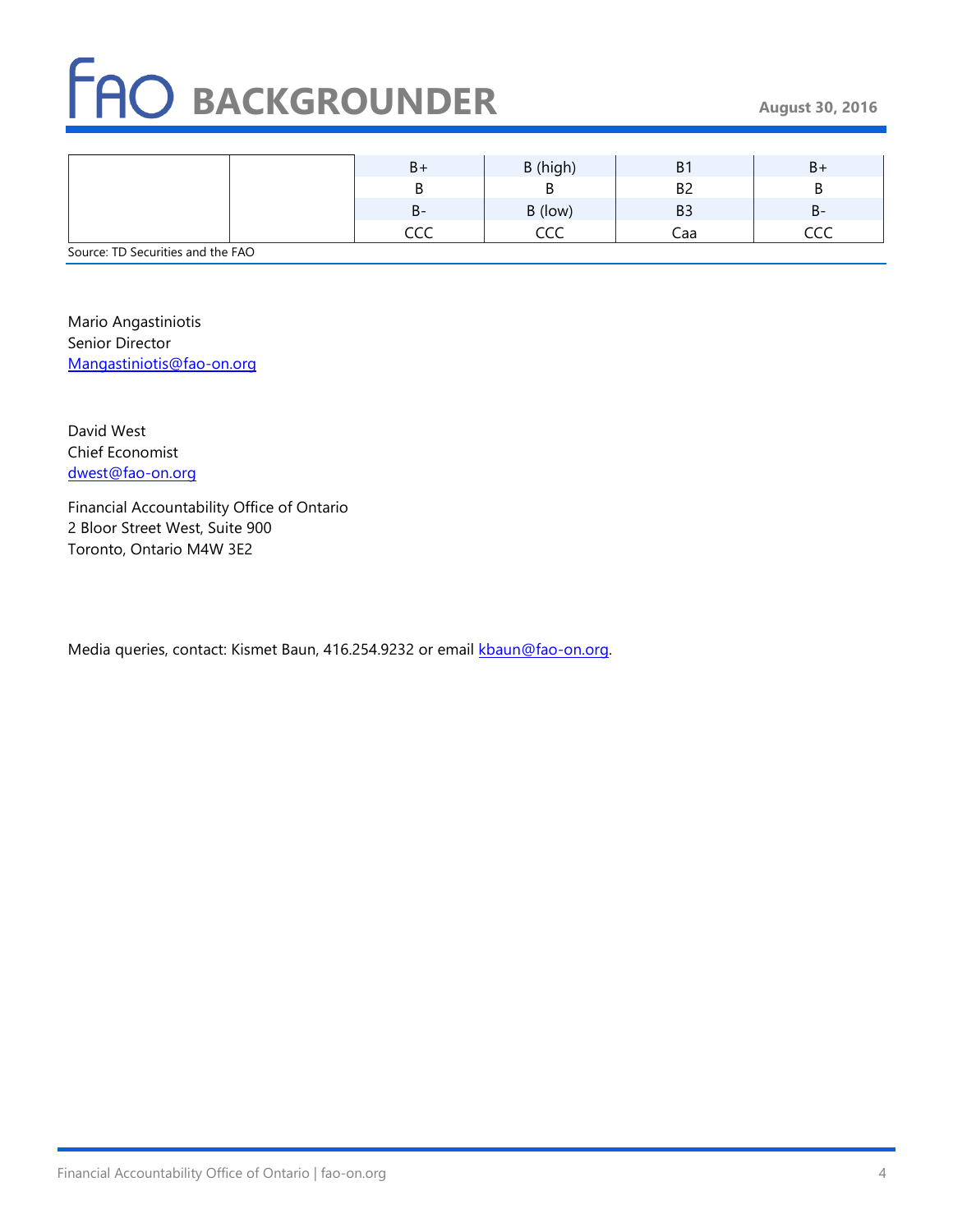| | | | | | |
|---|---|---|---|---|---|
| | | B+ | B (high) | B1 | B+ |
| | | B | B | B2 | B |
| | | B- | B (low) | B3 | B- |
| | | CCC | CCC | Caa | CCC |

Source: TD Securities and the FAO

Mario Angastiniotis
Senior Director
Mangastiniotis@fao-on.org

David West
Chief Economist
dwest@fao-on.org

Financial Accountability Office of Ontario
2 Bloor Street West, Suite 900
Toronto, Ontario M4W 3E2

Media queries, contact: Kismet Baun, 416.254.9232 or email kbaun@fao-on.org.